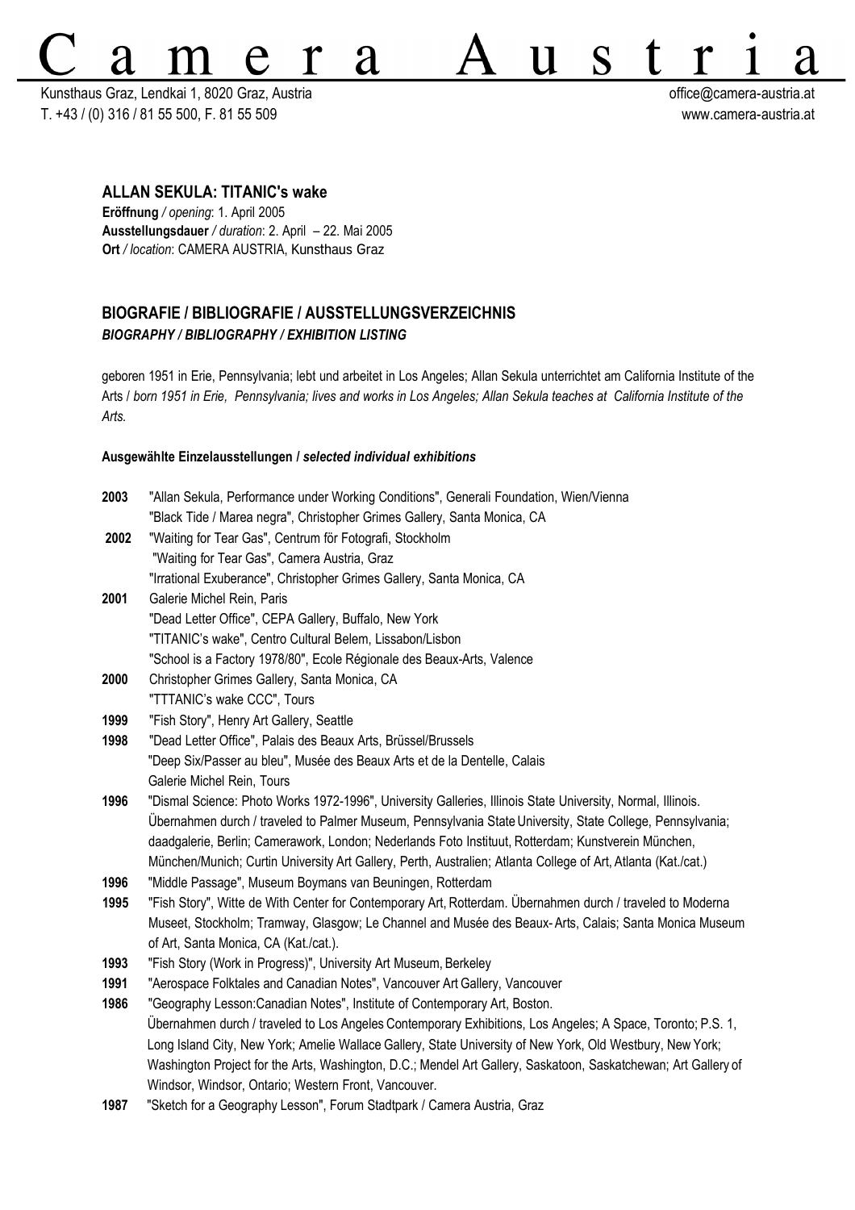# Camera Austria

Kunsthaus Graz, Lendkai 1, 8020 Graz, Austria
T. +43 / (0) 316 / 81 55 500, F. 81 55 509

office@camera-austria.at
www.camera-austria.at

## ALLAN SEKULA: TITANIC's wake

**Eröffnung** */ opening*: 1. April 2005
**Ausstellungsdauer** */ duration*: 2. April – 22. Mai 2005
**Ort** */ location*: CAMERA AUSTRIA, Kunsthaus Graz

## BIOGRAFIE / BIBLIOGRAFIE / AUSSTELLUNGSVERZEICHNIS
### *BIOGRAPHY / BIBLIOGRAPHY / EXHIBITION LISTING*

geboren 1951 in Erie, Pennsylvania; lebt und arbeitet in Los Angeles; Allan Sekula unterrichtet am California Institute of the Arts / *born 1951 in Erie, Pennsylvania; lives and works in Los Angeles; Allan Sekula teaches at California Institute of the Arts.*

**Ausgewählte Einzelausstellungen /** ***selected individual exhibitions***

**2003** "Allan Sekula, Performance under Working Conditions", Generali Foundation, Wien/Vienna
"Black Tide / Marea negra", Christopher Grimes Gallery, Santa Monica, CA

**2002** "Waiting for Tear Gas", Centrum för Fotografi, Stockholm
"Waiting for Tear Gas", Camera Austria, Graz
"Irrational Exuberance", Christopher Grimes Gallery, Santa Monica, CA

**2001** Galerie Michel Rein, Paris
"Dead Letter Office", CEPA Gallery, Buffalo, New York
"TITANIC's wake", Centro Cultural Belem, Lissabon/Lisbon
"School is a Factory 1978/80", Ecole Régionale des Beaux-Arts, Valence

**2000** Christopher Grimes Gallery, Santa Monica, CA
"TTTANIC's wake CCC", Tours

**1999** "Fish Story", Henry Art Gallery, Seattle

**1998** "Dead Letter Office", Palais des Beaux Arts, Brüssel/Brussels
"Deep Six/Passer au bleu", Musée des Beaux Arts et de la Dentelle, Calais
Galerie Michel Rein, Tours

**1996** "Dismal Science: Photo Works 1972-1996", University Galleries, Illinois State University, Normal, Illinois. Übernahmen durch / traveled to Palmer Museum, Pennsylvania State University, State College, Pennsylvania; daadgalerie, Berlin; Camerawork, London; Nederlands Foto Instituut, Rotterdam; Kunstverein München, München/Munich; Curtin University Art Gallery, Perth, Australien; Atlanta College of Art, Atlanta (Kat./cat.)

**1996** "Middle Passage", Museum Boymans van Beuningen, Rotterdam

**1995** "Fish Story", Witte de With Center for Contemporary Art, Rotterdam. Übernahmen durch / traveled to Moderna Museet, Stockholm; Tramway, Glasgow; Le Channel and Musée des Beaux- Arts, Calais; Santa Monica Museum of Art, Santa Monica, CA (Kat./cat.).

**1993** "Fish Story (Work in Progress)", University Art Museum, Berkeley

**1991** "Aerospace Folktales and Canadian Notes", Vancouver Art Gallery, Vancouver

**1986** "Geography Lesson:Canadian Notes", Institute of Contemporary Art, Boston. Übernahmen durch / traveled to Los Angeles Contemporary Exhibitions, Los Angeles; A Space, Toronto; P.S. 1, Long Island City, New York; Amelie Wallace Gallery, State University of New York, Old Westbury, New York; Washington Project for the Arts, Washington, D.C.; Mendel Art Gallery, Saskatoon, Saskatchewan; Art Gallery of Windsor, Windsor, Ontario; Western Front, Vancouver.

**1987** "Sketch for a Geography Lesson", Forum Stadtpark / Camera Austria, Graz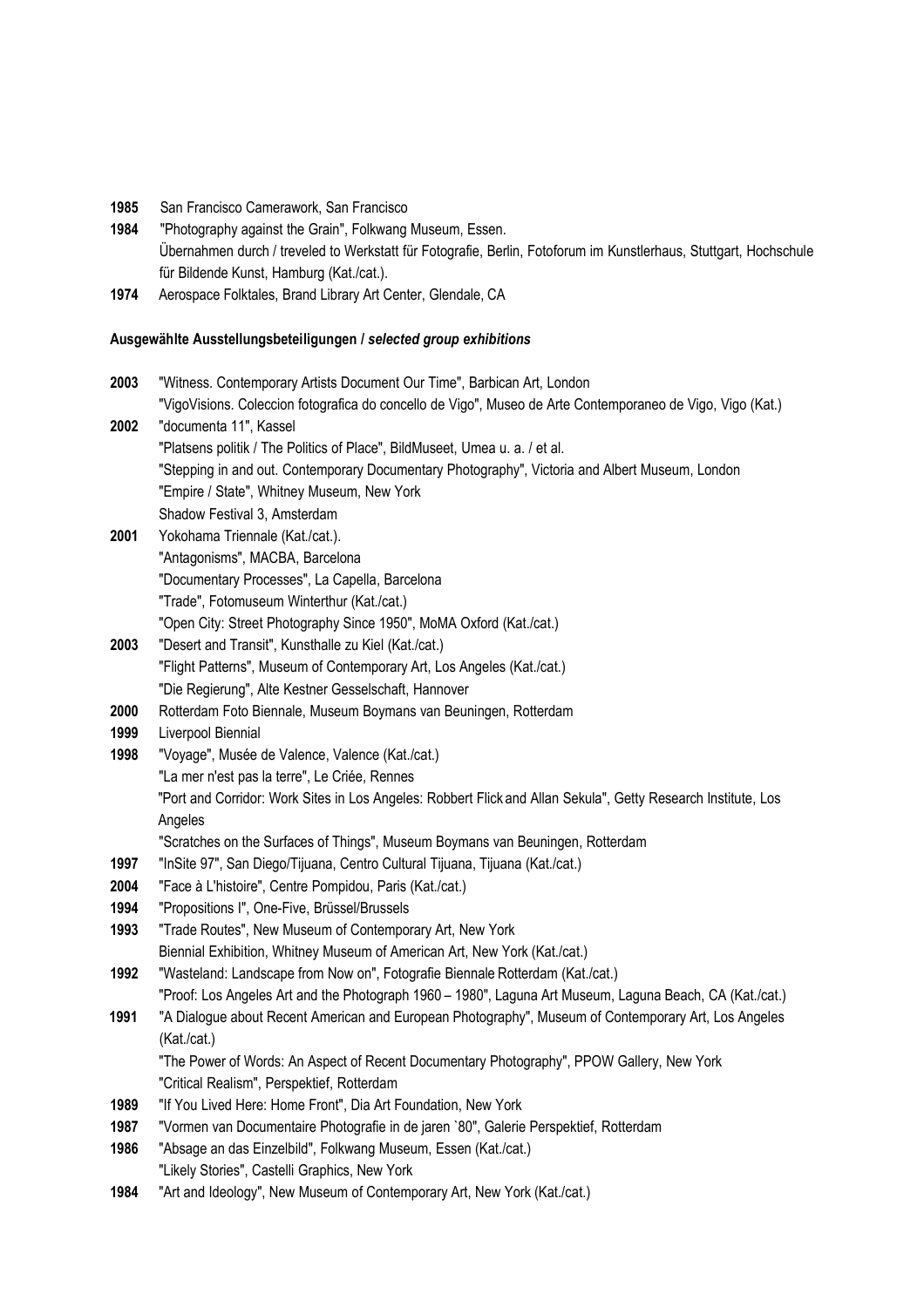**1985** San Francisco Camerawork, San Francisco

**1984** "Photography against the Grain", Folkwang Museum, Essen.
Übernahmen durch / treveled to Werkstatt für Fotografie, Berlin, Fotoforum im Kunstlerhaus, Stuttgart, Hochschule für Bildende Kunst, Hamburg (Kat./cat.).

**1974** Aerospace Folktales, Brand Library Art Center, Glendale, CA

**Ausgewählte Ausstellungsbeteiligungen /** ***selected group exhibitions***

**2003** "Witness. Contemporary Artists Document Our Time", Barbican Art, London
"VigoVisions. Coleccion fotografica do concello de Vigo", Museo de Arte Contemporaneo de Vigo, Vigo (Kat.)

**2002** "documenta 11", Kassel
"Platsens politik / The Politics of Place", BildMuseet, Umea u. a. / et al.
"Stepping in and out. Contemporary Documentary Photography", Victoria and Albert Museum, London
"Empire / State", Whitney Museum, New York
Shadow Festival 3, Amsterdam

**2001** Yokohama Triennale (Kat./cat.).
"Antagonisms", MACBA, Barcelona
"Documentary Processes", La Capella, Barcelona
"Trade", Fotomuseum Winterthur (Kat./cat.)
"Open City: Street Photography Since 1950", MoMA Oxford (Kat./cat.)

**2003** "Desert and Transit", Kunsthalle zu Kiel (Kat./cat.)
"Flight Patterns", Museum of Contemporary Art, Los Angeles (Kat./cat.)
"Die Regierung", Alte Kestner Gesselschaft, Hannover

**2000** Rotterdam Foto Biennale, Museum Boymans van Beuningen, Rotterdam

**1999** Liverpool Biennial

**1998** "Voyage", Musée de Valence, Valence (Kat./cat.)
"La mer n'est pas la terre", Le Criée, Rennes
"Port and Corridor: Work Sites in Los Angeles: Robbert Flick and Allan Sekula", Getty Research Institute, Los Angeles
"Scratches on the Surfaces of Things", Museum Boymans van Beuningen, Rotterdam

**1997** "InSite 97", San Diego/Tijuana, Centro Cultural Tijuana, Tijuana (Kat./cat.)

**2004** "Face à L'histoire", Centre Pompidou, Paris (Kat./cat.)

**1994** "Propositions I", One-Five, Brüssel/Brussels

**1993** "Trade Routes", New Museum of Contemporary Art, New York
Biennial Exhibition, Whitney Museum of American Art, New York (Kat./cat.)

**1992** "Wasteland: Landscape from Now on", Fotografie Biennale Rotterdam (Kat./cat.)
"Proof: Los Angeles Art and the Photograph 1960 – 1980", Laguna Art Museum, Laguna Beach, CA (Kat./cat.)

**1991** "A Dialogue about Recent American and European Photography", Museum of Contemporary Art, Los Angeles (Kat./cat.)
"The Power of Words: An Aspect of Recent Documentary Photography", PPOW Gallery, New York
"Critical Realism", Perspektief, Rotterdam

**1989** "If You Lived Here: Home Front", Dia Art Foundation, New York

**1987** "Vormen van Documentaire Photografie in de jaren `80", Galerie Perspektief, Rotterdam

**1986** "Absage an das Einzelbild", Folkwang Museum, Essen (Kat./cat.)
"Likely Stories", Castelli Graphics, New York

**1984** "Art and Ideology", New Museum of Contemporary Art, New York (Kat./cat.)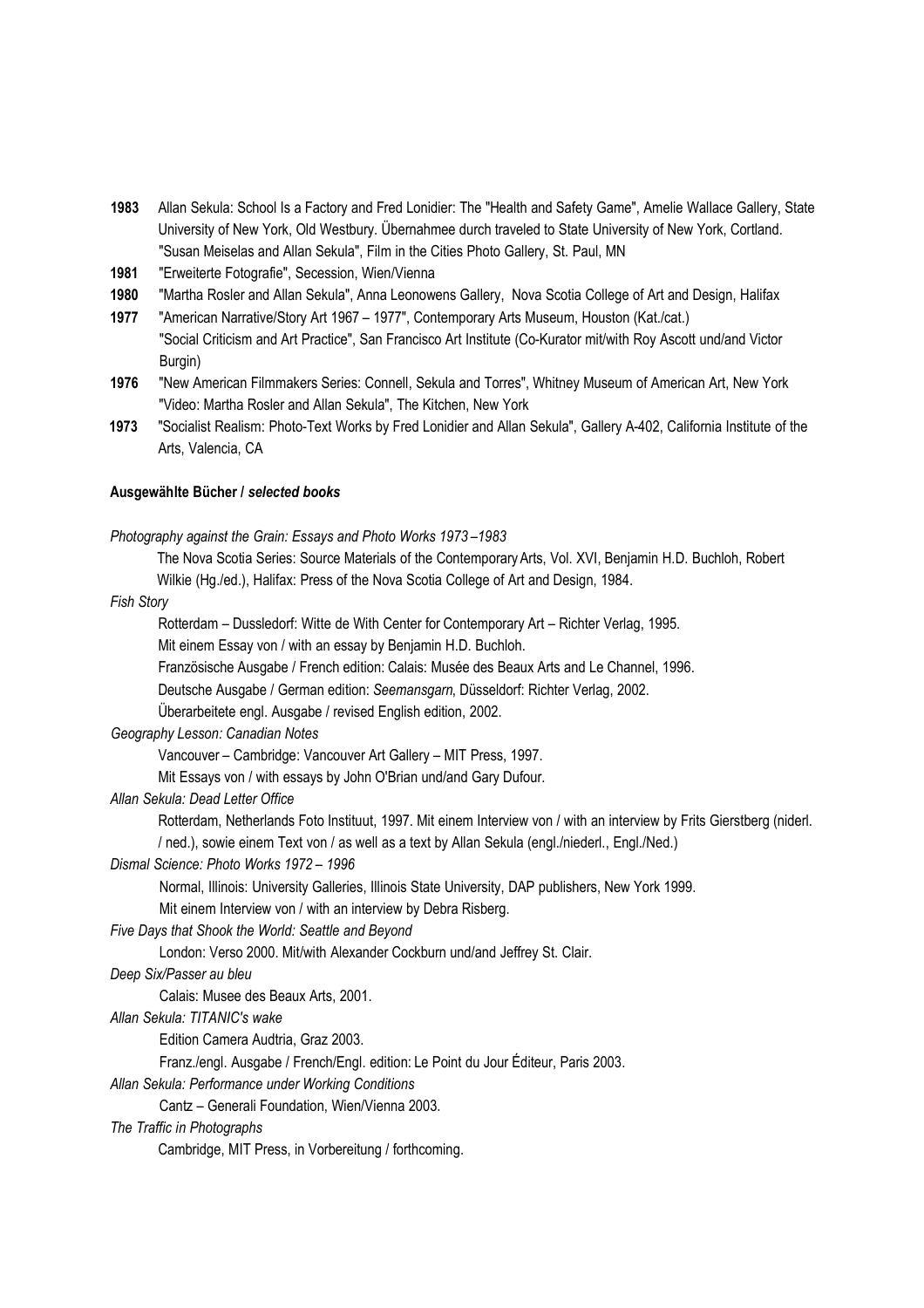**1983** Allan Sekula: School Is a Factory and Fred Lonidier: The "Health and Safety Game", Amelie Wallace Gallery, State University of New York, Old Westbury. Übernahmee durch traveled to State University of New York, Cortland.
"Susan Meiselas and Allan Sekula", Film in the Cities Photo Gallery, St. Paul, MN

**1981** "Erweiterte Fotografie", Secession, Wien/Vienna

**1980** "Martha Rosler and Allan Sekula", Anna Leonowens Gallery, Nova Scotia College of Art and Design, Halifax

**1977** "American Narrative/Story Art 1967 – 1977", Contemporary Arts Museum, Houston (Kat./cat.)
"Social Criticism and Art Practice", San Francisco Art Institute (Co-Kurator mit/with Roy Ascott und/and Victor Burgin)

**1976** "New American Filmmakers Series: Connell, Sekula and Torres", Whitney Museum of American Art, New York
"Video: Martha Rosler and Allan Sekula", The Kitchen, New York

**1973** "Socialist Realism: Photo-Text Works by Fred Lonidier and Allan Sekula", Gallery A-402, California Institute of the Arts, Valencia, CA

**Ausgewählte Bücher /** ***selected books***

*Photography against the Grain: Essays and Photo Works 1973 –1983*
The Nova Scotia Series: Source Materials of the Contemporary Arts, Vol. XVI, Benjamin H.D. Buchloh, Robert Wilkie (Hg./ed.), Halifax: Press of the Nova Scotia College of Art and Design, 1984.

*Fish Story*
Rotterdam – Dussledorf: Witte de With Center for Contemporary Art – Richter Verlag, 1995.
Mit einem Essay von / with an essay by Benjamin H.D. Buchloh.
Französische Ausgabe / French edition: Calais: Musée des Beaux Arts and Le Channel, 1996.
Deutsche Ausgabe / German edition: *Seemansgarn*, Düsseldorf: Richter Verlag, 2002.
Überarbeitete engl. Ausgabe / revised English edition, 2002.

*Geography Lesson: Canadian Notes*
Vancouver – Cambridge: Vancouver Art Gallery – MIT Press, 1997.
Mit Essays von / with essays by John O'Brian und/and Gary Dufour.

*Allan Sekula: Dead Letter Office*
Rotterdam, Netherlands Foto Instituut, 1997. Mit einem Interview von / with an interview by Frits Gierstberg (niderl. / ned.), sowie einem Text von / as well as a text by Allan Sekula (engl./niederl., Engl./Ned.)

*Dismal Science: Photo Works 1972 – 1996*
Normal, Illinois: University Galleries, Illinois State University, DAP publishers, New York 1999.
Mit einem Interview von / with an interview by Debra Risberg.

*Five Days that Shook the World: Seattle and Beyond*
London: Verso 2000. Mit/with Alexander Cockburn und/and Jeffrey St. Clair.

*Deep Six/Passer au bleu*
Calais: Musee des Beaux Arts, 2001.

*Allan Sekula: TITANIC's wake*
Edition Camera Audtria, Graz 2003.
Franz./engl. Ausgabe / French/Engl. edition: Le Point du Jour Éditeur, Paris 2003.

*Allan Sekula: Performance under Working Conditions*
Cantz – Generali Foundation, Wien/Vienna 2003.

*The Traffic in Photographs*
Cambridge, MIT Press, in Vorbereitung / forthcoming.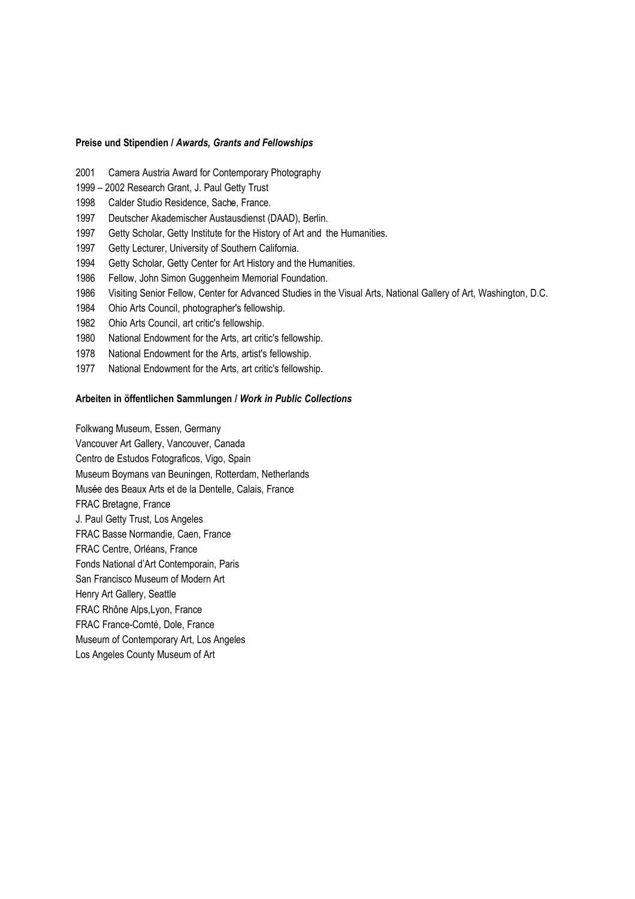**Preise und Stipendien / *Awards, Grants and Fellowships***

2001 Camera Austria Award for Contemporary Photography
1999 – 2002 Research Grant, J. Paul Getty Trust
1998 Calder Studio Residence, Sache, France.
1997 Deutscher Akademischer Austausdienst (DAAD), Berlin.
1997 Getty Scholar, Getty Institute for the History of Art and the Humanities.
1997 Getty Lecturer, University of Southern California.
1994 Getty Scholar, Getty Center for Art History and the Humanities.
1986 Fellow, John Simon Guggenheim Memorial Foundation.
1986 Visiting Senior Fellow, Center for Advanced Studies in the Visual Arts, National Gallery of Art, Washington, D.C.
1984 Ohio Arts Council, photographer's fellowship.
1982 Ohio Arts Council, art critic's fellowship.
1980 National Endowment for the Arts, art critic's fellowship.
1978 National Endowment for the Arts, artist's fellowship.
1977 National Endowment for the Arts, art critic's fellowship.

**Arbeiten in öffentlichen Sammlungen / *Work in Public Collections***

Folkwang Museum, Essen, Germany
Vancouver Art Gallery, Vancouver, Canada
Centro de Estudos Fotograficos, Vigo, Spain
Museum Boymans van Beuningen, Rotterdam, Netherlands
Musée des Beaux Arts et de la Dentelle, Calais, France
FRAC Bretagne, France
J. Paul Getty Trust, Los Angeles
FRAC Basse Normandie, Caen, France
FRAC Centre, Orléans, France
Fonds National d'Art Contemporain, Paris
San Francisco Museum of Modern Art
Henry Art Gallery, Seattle
FRAC Rhône Alps,Lyon, France
FRAC France-Comté, Dole, France
Museum of Contemporary Art, Los Angeles
Los Angeles County Museum of Art